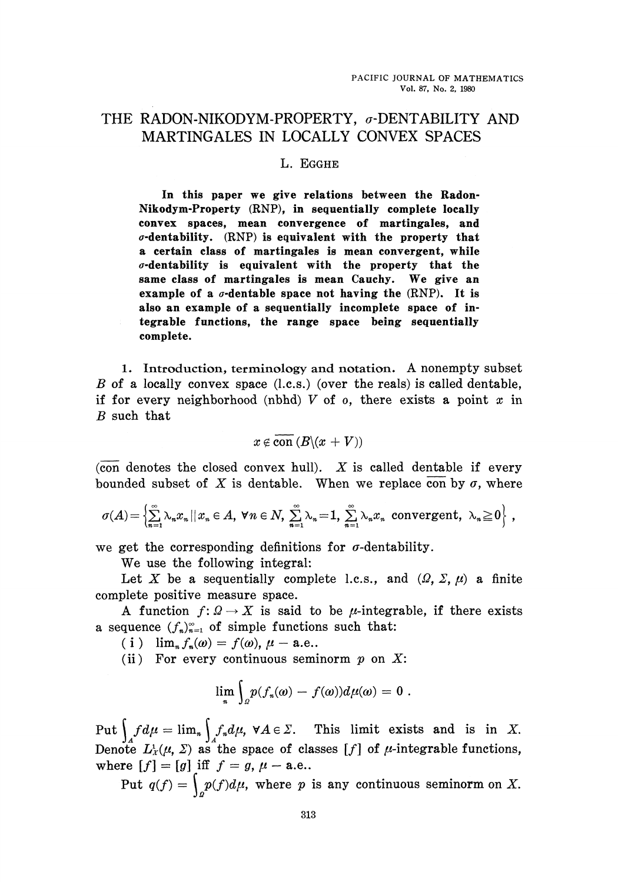# THE RADON-NIKODYM-PROPERTY, $\sigma$-DENTABILITY AND MARTINGALES IN LOCALLY CONVEX SPACES

L. EGGHE

**In this paper we give relations between the Radon-Nikodym-Property (RNP), in sequentially complete locally convex spaces, mean convergence of martingales, and $\sigma$-dentability. (RNP) is equivalent with the property that a certain class of martingales is mean convergent, while $\sigma$-dentability is equivalent with the property that the same class of martingales is mean Cauchy. We give an example of a $\sigma$-dentable space not having the (RNP). It is also an example of a sequentially incomplete space of integrable functions, the range space being sequentially complete.**

## 1. Introduction, terminology and notation.

A nonempty subset $B$ of a locally convex space (l.c.s.) (over the reals) is called dentable, if for every neighborhood (nbhd) $V$ of $o$, there exists a point $x$ in $B$ such that

$$x \notin \overline{\text{con}}\,(B\backslash(x+V))$$

($\overline{\text{con}}$ denotes the closed convex hull). $X$ is called dentable if every bounded subset of $X$ is dentable. When we replace $\overline{\text{con}}$ by $\sigma$, where

$$\sigma(A) = \left\{\sum_{n=1}^{\infty} \lambda_n x_n \,||\, x_n \in A,\ \forall n \in N,\ \sum_{n=1}^{\infty} \lambda_n = 1,\ \sum_{n=1}^{\infty} \lambda_n x_n \text{ convergent},\ \lambda_n \geqq 0\right\},$$

we get the corresponding definitions for $\sigma$-dentability.

We use the following integral:

Let $X$ be a sequentially complete l.c.s., and $(\Omega, \Sigma, \mu)$ a finite complete positive measure space.

A function $f: \Omega \to X$ is said to be $\mu$-integrable, if there exists a sequence $(f_n)_{n=1}^{\infty}$ of simple functions such that:

(i) $\lim_n f_n(\omega) = f(\omega)$, $\mu$ – a.e..

(ii) For every continuous seminorm $p$ on $X$:

$$\lim_n \int_{\Omega} p(f_n(\omega) - f(\omega))d\mu(\omega) = 0\ .$$

Put $\int_A f d\mu = \lim_n \int_A f_n d\mu$, $\forall A \in \Sigma$. This limit exists and is in $X$. Denote $L_X^1(\mu, \Sigma)$ as the space of classes $[f]$ of $\mu$-integrable functions, where $[f] = [g]$ iff $f = g$, $\mu$ – a.e..

Put $q(f) = \int_{\Omega} p(f) d\mu$, where $p$ is any continuous seminorm on $X$.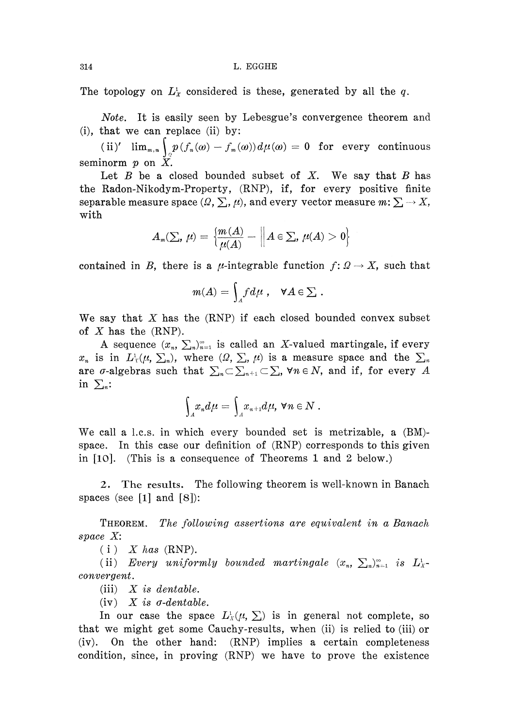The topology on $L^1_X$ considered is these, generated by all the $q$.

*Note.* It is easily seen by Lebesgue's convergence theorem and (i), that we can replace (ii) by:

(ii)′ $\lim_{m,n} \int_\Omega p(f_n(\omega) - f_m(\omega))d\mu(\omega) = 0$ for every continuous seminorm $p$ on $X$.

Let $B$ be a closed bounded subset of $X$. We say that $B$ has the Radon-Nikodym-Property, (RNP), if, for every positive finite separable measure space $(\Omega, \Sigma, \mu)$, and every vector measure $m: \Sigma \to X$, with

$$A_m(\Sigma, \mu) = \left\{\frac{m(A)}{\mu(A)} - \middle\| A \in \Sigma, \mu(A) > 0\right\}$$

contained in $B$, there is a $\mu$-integrable function $f: \Omega \to X$, such that

$$m(A) = \int_A f d\mu\,, \quad \forall A \in \Sigma\,.$$

We say that $X$ has the (RNP) if each closed bounded convex subset of $X$ has the (RNP).

A sequence $(x_n, \Sigma_n)_{n=1}^\infty$ is called an $X$-valued martingale, if every $x_n$ is in $L^1_X(\mu, \Sigma_n)$, where $(\Omega, \Sigma, \mu)$ is a measure space and the $\Sigma_n$ are $\sigma$-algebras such that $\Sigma_n \subset \Sigma_{n+1} \subset \Sigma$, $\forall n \in N$, and if, for every $A$ in $\Sigma_n$:

$$\int_A x_n d\mu = \int_A x_{n+1} d\mu, \ \forall n \in N\,.$$

We call a l.c.s. in which every bounded set is metrizable, a (BM)-space. In this case our definition of (RNP) corresponds to this given in [10]. (This is a consequence of Theorems 1 and 2 below.)

## 2. The results.

The following theorem is well-known in Banach spaces (see [1] and [8]):

THEOREM. *The following assertions are equivalent in a Banach space $X$:*

(i) *$X$ has* (RNP).

(ii) *Every uniformly bounded martingale $(x_n, \Sigma_n)_{n=1}^\infty$ is $L^1_X$-convergent.*

(iii) *$X$ is dentable.*

(iv) *$X$ is $\sigma$-dentable.*

In our case the space $L^1_X(\mu, \Sigma)$ is in general not complete, so that we might get some Cauchy-results, when (ii) is relied to (iii) or (iv). On the other hand: (RNP) implies a certain completeness condition, since, in proving (RNP) we have to prove the existence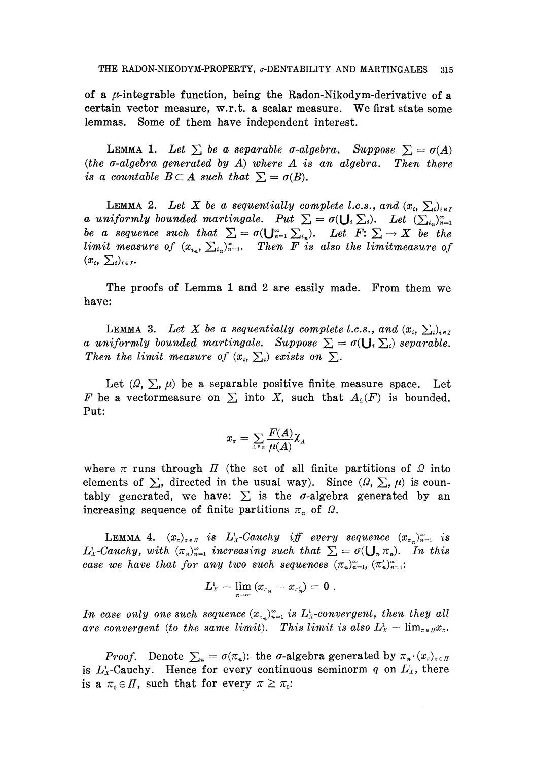of a $\mu$-integrable function, being the Radon-Nikodym-derivative of a certain vector measure, w.r.t. a scalar measure. We first state some lemmas. Some of them have independent interest.

LEMMA 1. *Let $\sum$ be a separable $\sigma$-algebra. Suppose $\sum = \sigma(A)$ (the $\sigma$-algebra generated by $A$) where $A$ is an algebra. Then there is a countable $B \subset A$ such that $\sum = \sigma(B)$.*

LEMMA 2. *Let $X$ be a sequentially complete l.c.s., and $(x_i, \sum_i)_{i \in I}$ a uniformly bounded martingale. Put $\sum = \sigma(\bigcup_i \sum_i)$. Let $(\sum_{i_n})_{n=1}^{\infty}$ be a sequence such that $\sum = \sigma(\bigcup_{n=1}^{\infty} \sum_{i_n})$. Let $F: \sum \to X$ be the limit measure of $(x_{i_n}, \sum_{i_n})_{n=1}^{\infty}$. Then $F$ is also the limitmeasure of $(x_i, \sum_i)_{i \in I}$.*

The proofs of Lemma 1 and 2 are easily made. From them we have:

LEMMA 3. *Let $X$ be a sequentially complete l.c.s., and $(x_i, \sum_i)_{i \in I}$ a uniformly bounded martingale. Suppose $\sum = \sigma(\bigcup_i \sum_i)$ separable. Then the limit measure of $(x_i, \sum_i)$ exists on $\sum$.*

Let $(\Omega, \sum, \mu)$ be a separable positive finite measure space. Let $F$ be a vectormeasure on $\sum$ into $X$, such that $A_\Omega(F)$ is bounded. Put:

$$x_\pi = \sum_{A \in \pi} \frac{F(A)}{\mu(A)} \chi_A$$

where $\pi$ runs through $\Pi$ (the set of all finite partitions of $\Omega$ into elements of $\sum$, directed in the usual way). Since $(\Omega, \sum, \mu)$ is countably generated, we have: $\sum$ is the $\sigma$-algebra generated by an increasing sequence of finite partitions $\pi_n$ of $\Omega$.

LEMMA 4. *$(x_\pi)_{\pi \in \Pi}$ is $L_X^1$-Cauchy iff every sequence $(x_{\pi_n})_{n=1}^{\infty}$ is $L_X^1$-Cauchy, with $(\pi_n)_{n=1}^{\infty}$ increasing such that $\sum = \sigma(\bigcup_n \pi_n)$. In this case we have that for any two such sequences $(\pi_n)_{n=1}^{\infty}$, $(\pi'_n)_{n=1}^{\infty}$:*

$$L_X^1 - \lim_{n \to \infty} (x_{\pi_n} - x_{\pi'_n}) = 0 .$$

*In case only one such sequence $(x_{\pi_n})_{n=1}^{\infty}$ is $L_X^1$-convergent, then they all are convergent (to the same limit). This limit is also $L_X^1 - \lim_{\pi \in \Pi} x_\pi$.*

*Proof.* Denote $\sum_n = \sigma(\pi_n)$: the $\sigma$-algebra generated by $\pi_n \cdot (x_\pi)_{\pi \in \Pi}$ is $L_X^1$-Cauchy. Hence for every continuous seminorm $q$ on $L_X^1$, there is a $\pi_0 \in \Pi$, such that for every $\pi \geqq \pi_0$: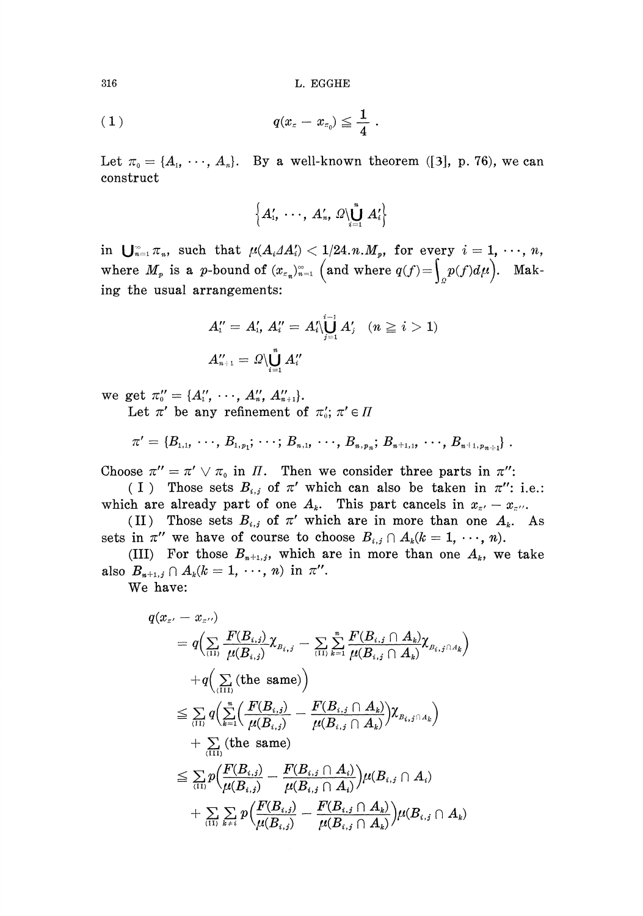$$(1) \qquad q(x_\pi - x_{\pi_0}) \leqq \frac{1}{4} .$$

Let $\pi_0 = \{A_1, \cdots, A_n\}$. By a well-known theorem ([3], p. 76), we can construct

$$\left\{A_1', \cdots, A_n', \Omega \backslash \bigcup_{i=1}^{n} A_i'\right\}$$

in $\bigcup_{n=1}^{\infty} \pi_n$, such that $\mu(A_i \Delta A_i') < 1/24.n.M_p$, for every $i = 1, \cdots, n$, where $M_p$ is a $p$-bound of $(x_{\pi_n})_{n=1}^{\infty}$ $\left(\text{and where } q(f) = \int_\Omega p(f) d\mu\right)$. Making the usual arrangements:

$$A_1'' = A_1', \ A_i'' = A_i' \backslash \bigcup_{j=1}^{i-1} A_j' \quad (n \geqq i > 1)$$

$$A_{n+1}'' = \Omega \backslash \bigcup_{i=1}^{n} A_i''$$

we get $\pi_0'' = \{A_1'', \cdots, A_n'', A_{n+1}''\}$.

Let $\pi'$ be any refinement of $\pi_0'$; $\pi' \in \Pi$

$$\pi' = \{B_{1,1}, \cdots, B_{1,p_1}; \cdots; B_{n,1}, \cdots, B_{n,p_n}; B_{n+1,1}, \cdots, B_{n+1,p_{n+1}}\} .$$

Choose $\pi'' = \pi' \vee \pi_0$ in $\Pi$. Then we consider three parts in $\pi''$:

(I) Those sets $B_{i,j}$ of $\pi'$ which can also be taken in $\pi''$: i.e.: which are already part of one $A_k$. This part cancels in $x_{\pi'} - x_{\pi''}$.

(II) Those sets $B_{i,j}$ of $\pi'$ which are in more than one $A_k$. As sets in $\pi''$ we have of course to choose $B_{i,j} \cap A_k (k = 1, \cdots, n)$.

(III) For those $B_{n+1,j}$, which are in more than one $A_k$, we take also $B_{n+1,j} \cap A_k (k = 1, \cdots, n)$ in $\pi''$.

We have:

$$\begin{aligned}
q(x_{\pi'} - x_{\pi''}) &= q\Big(\sum_{(\mathrm{II})} \frac{F(B_{i,j})}{\mu(B_{i,j})} \chi_{B_{i,j}} - \sum_{(\mathrm{II})} \sum_{k=1}^{n} \frac{F(B_{i,j} \cap A_k)}{\mu(B_{i,j} \cap A_k)} \chi_{B_{i,j} \cap A_k}\Big) \\
&\quad + q\Big(\sum_{(\mathrm{III})} (\text{the same})\Big) \\
&\leqq \sum_{(\mathrm{II})} q\Big(\sum_{k=1}^{n}\Big(\frac{F(B_{i,j})}{\mu(B_{i,j})} - \frac{F(B_{i,j} \cap A_k)}{\mu(B_{i,j} \cap A_k)}\Big)\chi_{B_{i,j} \cap A_k}\Big) \\
&\quad + \sum_{(\mathrm{III})} (\text{the same}) \\
&\leqq \sum_{(\mathrm{II})} p\Big(\frac{F(B_{i,j})}{\mu(B_{i,j})} - \frac{F(B_{i,j} \cap A_i)}{\mu(B_{i,j} \cap A_i)}\Big)\mu(B_{i,j} \cap A_i) \\
&\quad + \sum_{(\mathrm{II})} \sum_{k \neq i} p\Big(\frac{F(B_{i,j})}{\mu(B_{i,j})} - \frac{F(B_{i,j} \cap A_k)}{\mu(B_{i,j} \cap A_k)}\Big)\mu(B_{i,j} \cap A_k)
\end{aligned}$$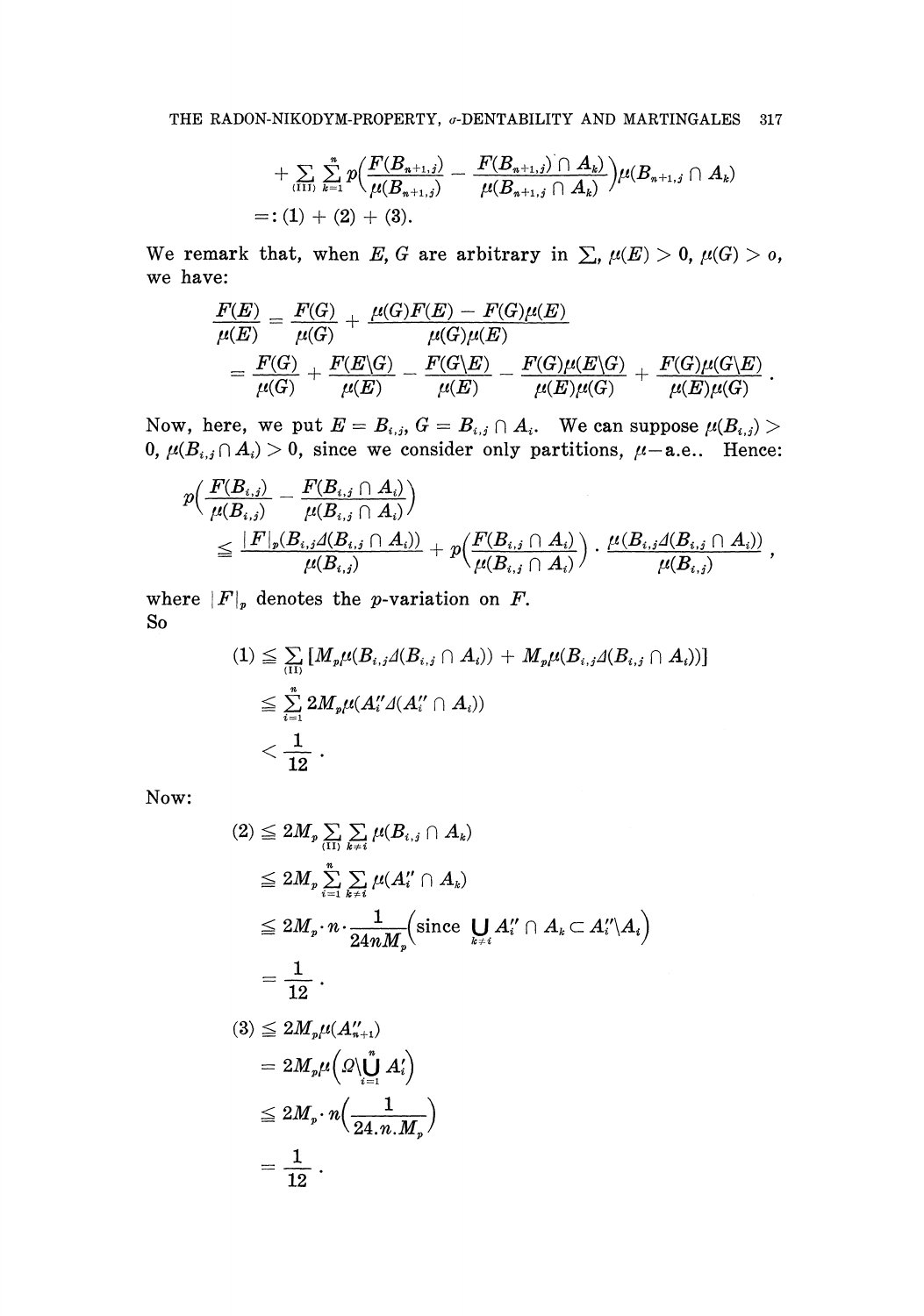$$
+ \sum_{(\mathrm{III})} \sum_{k=1}^{n} p\left(\frac{F(B_{n+1,j})}{\mu(B_{n+1,j})} - \frac{F(B_{n+1,j}) \cap A_k)}{\mu(B_{n+1,j} \cap A_k)}\right)\mu(B_{n+1,j} \cap A_k)
$$

$$
=: (1) + (2) + (3).
$$

We remark that, when $E, G$ are arbitrary in $\sum$, $\mu(E) > 0$, $\mu(G) > o$, we have:

$$
\begin{aligned}
\frac{F(E)}{\mu(E)} &= \frac{F(G)}{\mu(G)} + \frac{\mu(G)F(E) - F(G)\mu(E)}{\mu(G)\mu(E)} \\
&= \frac{F(G)}{\mu(G)} + \frac{F(E \backslash G)}{\mu(E)} - \frac{F(G \backslash E)}{\mu(E)} - \frac{F(G)\mu(E \backslash G)}{\mu(E)\mu(G)} + \frac{F(G)\mu(G \backslash E)}{\mu(E)\mu(G)} .
\end{aligned}
$$

Now, here, we put $E = B_{i,j}$, $G = B_{i,j} \cap A_i$. We can suppose $\mu(B_{i,j}) > 0$, $\mu(B_{i,j} \cap A_i) > 0$, since we consider only partitions, $\mu$—a.e.. Hence:

$$
\begin{aligned}
&p\left(\frac{F(B_{i,j})}{\mu(B_{i,j})} - \frac{F(B_{i,j} \cap A_i)}{\mu(B_{i,j} \cap A_i)}\right) \\
&\quad \leqq \frac{|F|_p(B_{i,j} \Delta (B_{i,j} \cap A_i))}{\mu(B_{i,j})} + p\left(\frac{F(B_{i,j} \cap A_i)}{\mu(B_{i,j} \cap A_i)}\right) \cdot \frac{\mu(B_{i,j} \Delta (B_{i,j} \cap A_i))}{\mu(B_{i,j})} ,
\end{aligned}
$$

where $|F|_p$ denotes the $p$-variation on $F$.
So

$$
\begin{aligned}
(1) &\leqq \sum_{(\mathrm{II})} [M_p \mu(B_{i,j} \Delta (B_{i,j} \cap A_i)) + M_p \mu(B_{i,j} \Delta (B_{i,j} \cap A_i))] \\
&\leqq \sum_{i=1}^{n} 2M_p \mu(A_i'' \Delta (A_i'' \cap A_i)) \\
&< \frac{1}{12} .
\end{aligned}
$$

Now:

$$
\begin{aligned}
(2) &\leqq 2M_p \sum_{(\mathrm{II})} \sum_{k \neq i} \mu(B_{i,j} \cap A_k) \\
&\leqq 2M_p \sum_{i=1}^{n} \sum_{k \neq i} \mu(A_i'' \cap A_k) \\
&\leqq 2M_p \cdot n \cdot \frac{1}{24nM_p}\left(\text{since } \bigcup_{k \neq i} A_i'' \cap A_k \subset A_i'' \backslash A_i\right) \\
&= \frac{1}{12} .
\end{aligned}
$$

$$
\begin{aligned}
(3) &\leqq 2M_p \mu(A_{n+1}'') \\
&= 2M_p \mu\left(\Omega \backslash \bigcup_{i=1}^{n} A_i'\right) \\
&\leqq 2M_p \cdot n\left(\frac{1}{24.n.M_p}\right) \\
&= \frac{1}{12} .
\end{aligned}
$$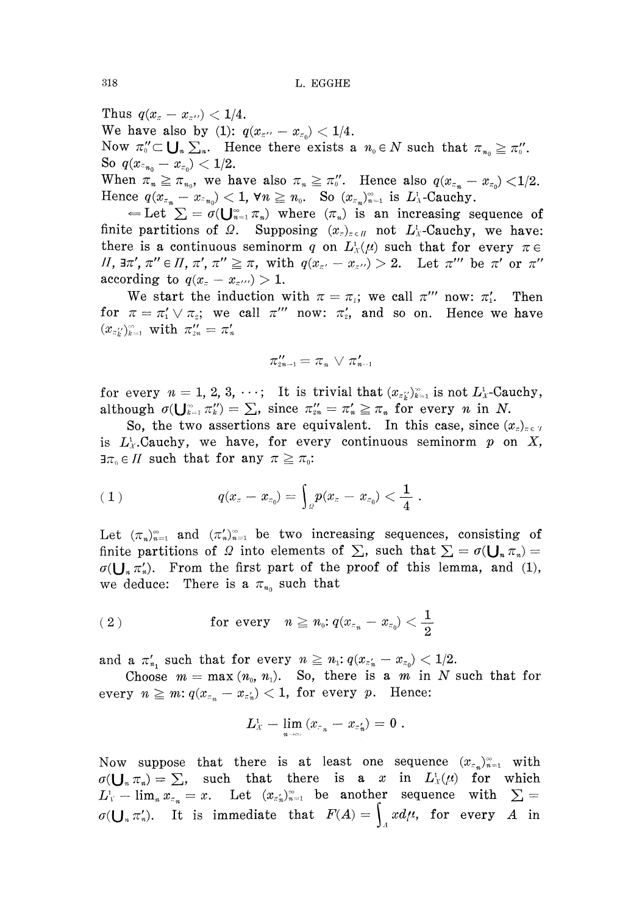Thus $q(x_\pi - x_{\pi''}) < 1/4$.
We have also by (1): $q(x_{\pi''} - x_{\pi_0}) < 1/4$.
Now $\pi_0'' \subset \bigcup_n \sum_n$. Hence there exists a $n_0 \in N$ such that $\pi_{n_0} \geqq \pi_0''$.
So $q(x_{\pi_{n_0}} - x_{\pi_0}) < 1/2$.
When $\pi_n \geqq \pi_{n_0}$, we have also $\pi_n \geqq \pi_0''$. Hence also $q(x_{\pi_n} - x_{\pi_0}) < 1/2$.
Hence $q(x_{\pi_n} - x_{\pi_{n_0}}) < 1$, $\forall n \geqq n_0$. So $(x_{\pi_n})_{n=1}^\infty$ is $L_X^1$-Cauchy.

$\Leftarrow$ Let $\sum = \sigma(\bigcup_{n=1}^\infty \pi_n)$ where $(\pi_n)$ is an increasing sequence of finite partitions of $\Omega$. Supposing $(x_\pi)_{\pi \in \Pi}$ not $L_X^1$-Cauchy, we have: there is a continuous seminorm $q$ on $L_X^1(\mu)$ such that for every $\pi \in \Pi$, $\exists \pi', \pi'' \in \Pi$, $\pi', \pi'' \geqq \pi$, with $q(x_{\pi'} - x_{\pi''}) > 2$. Let $\pi'''$ be $\pi'$ or $\pi''$ according to $q(x_\pi - x_{\pi'''}) > 1$.

We start the induction with $\pi = \pi_1$; we call $\pi'''$ now: $\pi_1'$. Then for $\pi = \pi_1' \vee \pi_2$; we call $\pi'''$ now: $\pi_2'$, and so on. Hence we have $(x_{\pi_k''})_{k=1}^\infty$ with $\pi_{2n}'' = \pi_n'$

$$\pi_{2n-1}'' = \pi_n \vee \pi_{n-1}'$$

for every $n = 1, 2, 3, \cdots$; It is trivial that $(x_{\pi_k''})_{k=1}^\infty$ is not $L_X^1$-Cauchy, although $\sigma(\bigcup_{k=1}^\infty \pi_k'') = \sum$, since $\pi_{2n}'' = \pi_n' \geqq \pi_n$ for every $n$ in $N$.

So, the two assertions are equivalent. In this case, since $(x_\pi)_{\pi \in \Pi}$ is $L_X^1$-Cauchy, we have, for every continuous seminorm $p$ on $X$, $\exists \pi_0 \in \Pi$ such that for any $\pi \geqq \pi_0$:

$$(1) \qquad q(x_\pi - x_{\pi_0}) = \int_\Omega p(x_\pi - x_{\pi_0}) < \frac{1}{4}.$$

Let $(\pi_n)_{n=1}^\infty$ and $(\pi_n')_{n=1}^\infty$ be two increasing sequences, consisting of finite partitions of $\Omega$ into elements of $\sum$, such that $\sum = \sigma(\bigcup_n \pi_n) = \sigma(\bigcup_n \pi_n')$. From the first part of the proof of this lemma, and (1), we deduce: There is a $\pi_{n_0}$ such that

$$(2) \qquad \text{for every} \quad n \geqq n_0 \colon q(x_{\pi_n} - x_{\pi_0}) < \frac{1}{2}$$

and a $\pi_{n_1}'$ such that for every $n \geqq n_1$: $q(x_{\pi_n'} - x_{\pi_0}) < 1/2$.

Choose $m = \max(n_0, n_1)$. So, there is a $m$ in $N$ such that for every $n \geqq m$: $q(x_{\pi_n} - x_{\pi_n'}) < 1$, for every $p$. Hence:

$$L_X^1 - \lim_{n \to \infty} (x_{\pi_n} - x_{\pi_n'}) = 0.$$

Now suppose that there is at least one sequence $(x_{\pi_n})_{n=1}^\infty$ with $\sigma(\bigcup_n \pi_n) = \sum$, such that there is a $x$ in $L_X^1(\mu)$ for which $L_X^1 - \lim_n x_{\pi_n} = x$. Let $(x_{\pi_n'})_{n=1}^\infty$ be another sequence with $\sum = \sigma(\bigcup_n \pi_n')$. It is immediate that $F(A) = \int_A x d\mu$, for every $A$ in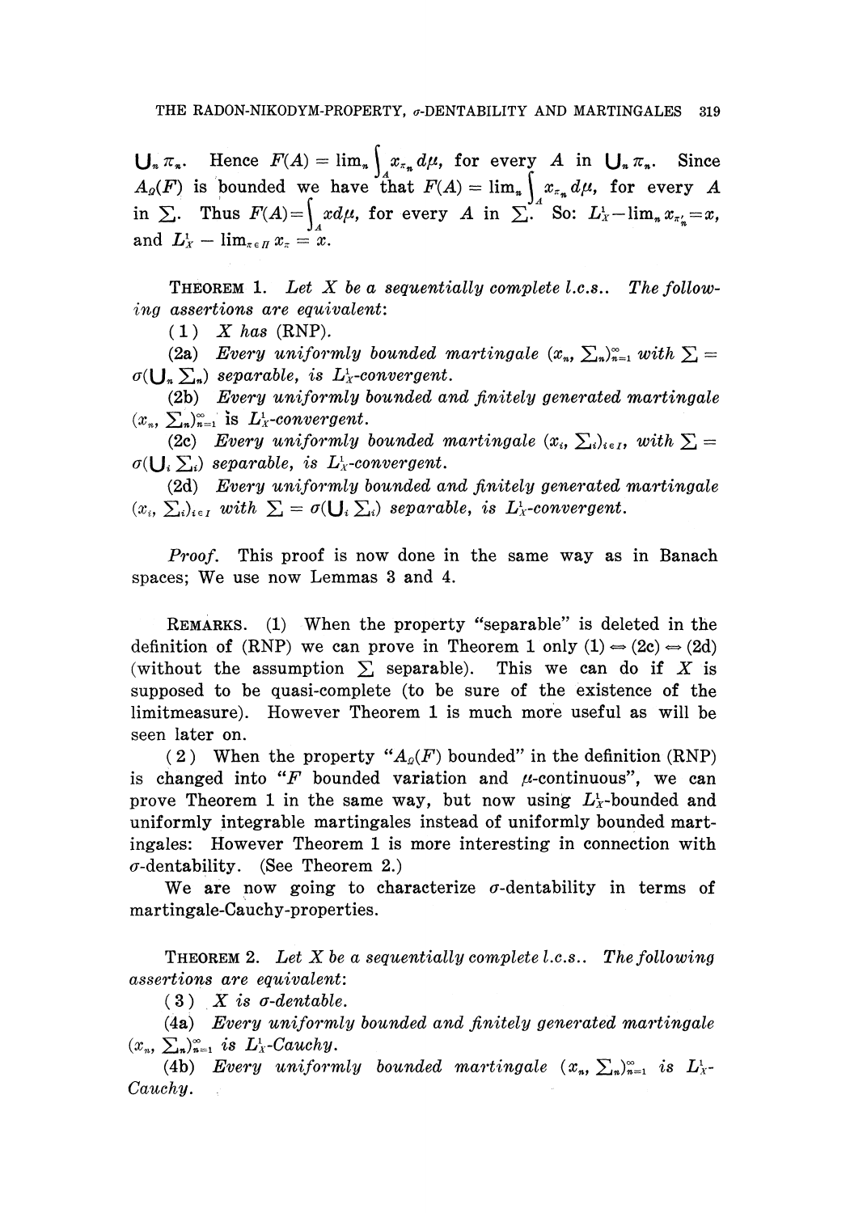$\bigcup_n \pi_n$. Hence $F(A) = \lim_n \int_A x_{\pi_n} d\mu$, for every $A$ in $\bigcup_n \pi_n$. Since $A_\Omega(F)$ is bounded we have that $F(A) = \lim_n \int_A x_{\pi_n} d\mu$, for every $A$ in $\sum$. Thus $F(A) = \int_A x d\mu$, for every $A$ in $\sum$. So: $L_X^1 - \lim_n x_{\pi'_n} = x$, and $L_X^1 - \lim_{\pi \in \Pi} x_\pi = x$.

THEOREM 1. *Let $X$ be a sequentially complete l.c.s.. The following assertions are equivalent*:

(1) *$X$ has* (RNP).

(2a) *Every uniformly bounded martingale $(x_n, \sum_n)_{n=1}^\infty$ with $\sum = \sigma(\bigcup_n \sum_n)$ separable, is $L_X^1$-convergent.*

(2b) *Every uniformly bounded and finitely generated martingale $(x_n, \sum_n)_{n=1}^\infty$ is $L_X^1$-convergent.*

(2c) *Every uniformly bounded martingale $(x_i, \sum_i)_{i \in I}$, with $\sum = \sigma(\bigcup_i \sum_i)$ separable, is $L_X^1$-convergent.*

(2d) *Every uniformly bounded and finitely generated martingale $(x_i, \sum_i)_{i \in I}$ with $\sum = \sigma(\bigcup_i \sum_i)$ separable, is $L_X^1$-convergent.*

*Proof.* This proof is now done in the same way as in Banach spaces; We use now Lemmas 3 and 4.

REMARKS. (1) When the property "separable" is deleted in the definition of (RNP) we can prove in Theorem 1 only (1) $\Leftrightarrow$ (2c) $\Leftrightarrow$ (2d) (without the assumption $\sum$ separable). This we can do if $X$ is supposed to be quasi-complete (to be sure of the existence of the limitmeasure). However Theorem 1 is much more useful as will be seen later on.

(2) When the property "$A_\Omega(F)$ bounded" in the definition (RNP) is changed into "$F$ bounded variation and $\mu$-continuous", we can prove Theorem 1 in the same way, but now using $L_X^1$-bounded and uniformly integrable martingales instead of uniformly bounded martingales: However Theorem 1 is more interesting in connection with $\sigma$-dentability. (See Theorem 2.)

We are now going to characterize $\sigma$-dentability in terms of martingale-Cauchy-properties.

THEOREM 2. *Let $X$ be a sequentially complete l.c.s.. The following assertions are equivalent*:

(3) *$X$ is $\sigma$-dentable.*

(4a) *Every uniformly bounded and finitely generated martingale $(x_n, \sum_n)_{n=1}^\infty$ is $L_X^1$-Cauchy.*

(4b) *Every uniformly bounded martingale $(x_n, \sum_n)_{n=1}^\infty$ is $L_X^1$-Cauchy.*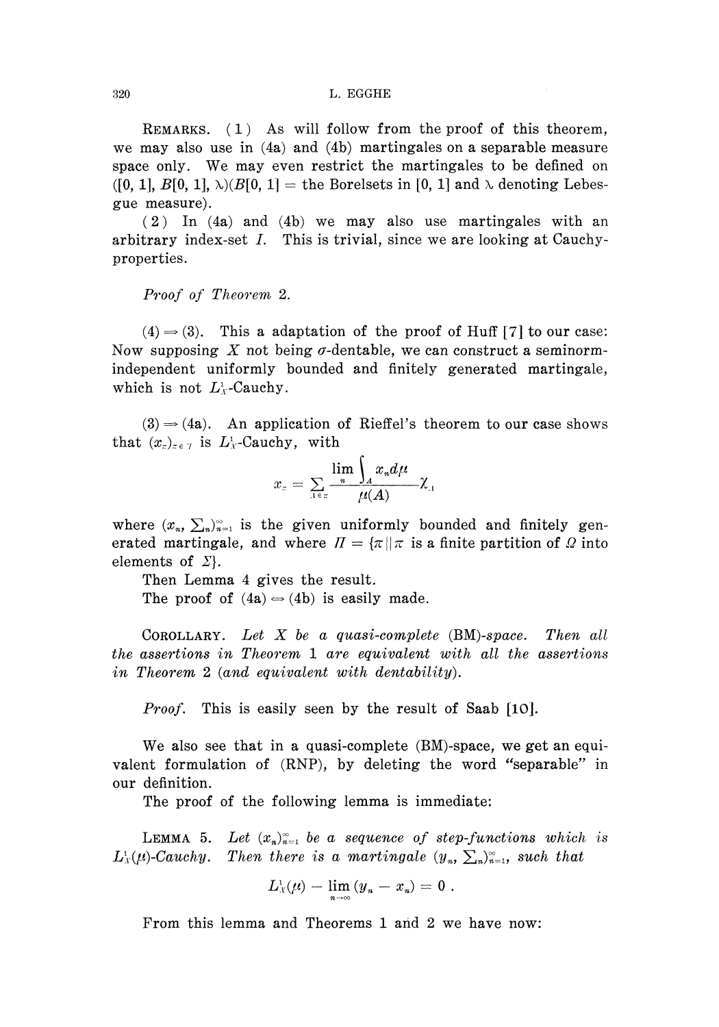REMARKS. (1) As will follow from the proof of this theorem, we may also use in (4a) and (4b) martingales on a separable measure space only. We may even restrict the martingales to be defined on $([0, 1], B[0, 1], \lambda)(B[0, 1] =$ the Borelsets in $[0, 1]$ and $\lambda$ denoting Lebesgue measure).

(2) In (4a) and (4b) we may also use martingales with an arbitrary index-set $I$. This is trivial, since we are looking at Cauchy-properties.

*Proof of Theorem* 2.

(4) $\Rightarrow$ (3). This a adaptation of the proof of Huff [7] to our case: Now supposing $X$ not being $\sigma$-dentable, we can construct a seminorm-independent uniformly bounded and finitely generated martingale, which is not $L^1_X$-Cauchy.

(3) $\Rightarrow$ (4a). An application of Rieffel's theorem to our case shows that $(x_\pi)_{\pi \in \Pi}$ is $L^1_X$-Cauchy, with

$$x_\pi = \sum_{A \in \pi} \frac{\lim_n \int_A x_n d\mu}{\mu(A)} \chi_A$$

where $(x_n, \sum_n)_{n=1}^\infty$ is the given uniformly bounded and finitely generated martingale, and where $\Pi = \{\pi \| \pi$ is a finite partition of $\Omega$ into elements of $\Sigma\}$.

Then Lemma 4 gives the result.

The proof of (4a) $\Leftrightarrow$ (4b) is easily made.

COROLLARY. *Let $X$ be a quasi-complete* (BM)*-space. Then all the assertions in Theorem* 1 *are equivalent with all the assertions in Theorem* 2 (*and equivalent with dentability*).

*Proof.* This is easily seen by the result of Saab [10].

We also see that in a quasi-complete (BM)-space, we get an equivalent formulation of (RNP), by deleting the word "separable" in our definition.

The proof of the following lemma is immediate:

LEMMA 5. *Let $(x_n)_{n=1}^\infty$ be a sequence of step-functions which is $L^1_X(\mu)$-Cauchy. Then there is a martingale $(y_n, \sum_n)_{n=1}^\infty$, such that*

$$L^1_X(\mu) - \lim_{n \to \infty} (y_n - x_n) = 0 .$$

From this lemma and Theorems 1 and 2 we have now: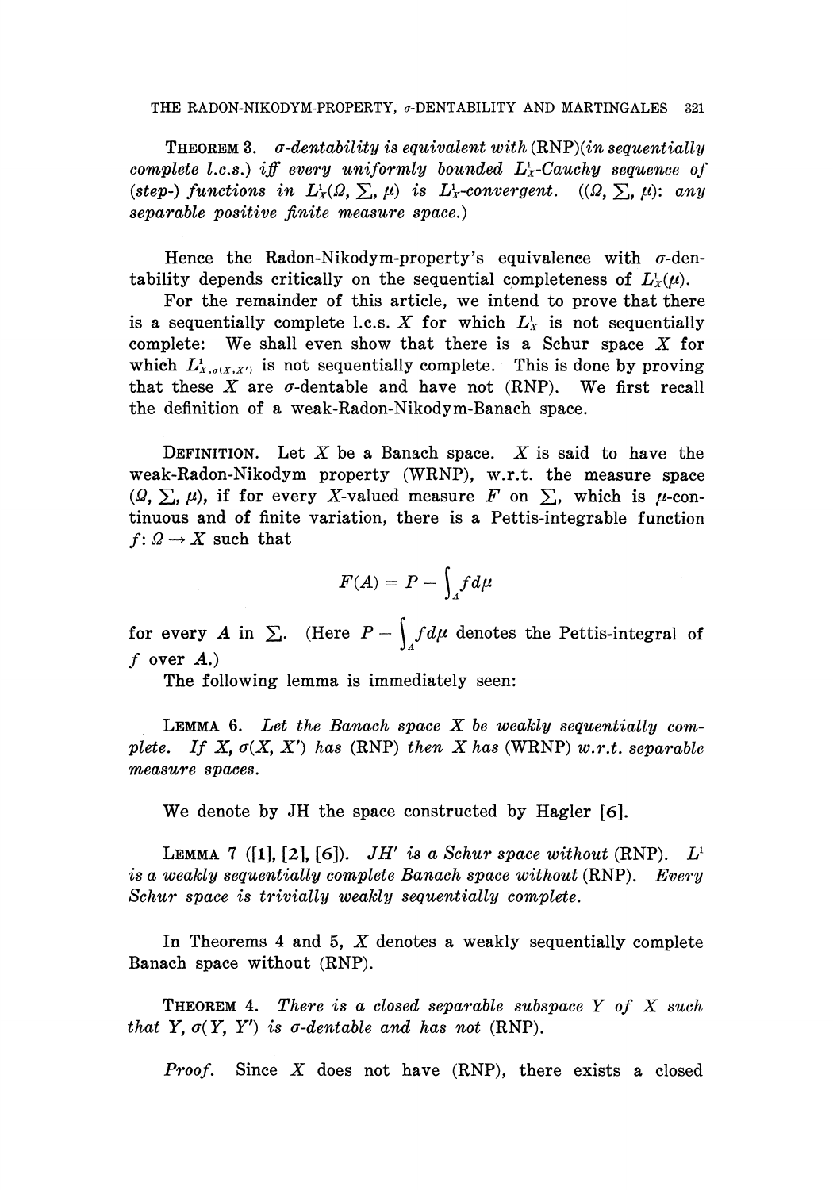**Theorem 3.** *$\sigma$-dentability is equivalent with* (RNP)*(in sequentially complete l.c.s.) iff every uniformly bounded $L^1_X$-Cauchy sequence of (step-) functions in $L^1_X(\Omega, \sum, \mu)$ is $L^1_X$-convergent. ($(\Omega, \sum, \mu)$: any separable positive finite measure space.)*

Hence the Radon-Nikodym-property's equivalence with $\sigma$-dentability depends critically on the sequential completeness of $L^1_X(\mu)$.

For the remainder of this article, we intend to prove that there is a sequentially complete l.c.s. $X$ for which $L^1_X$ is not sequentially complete: We shall even show that there is a Schur space $X$ for which $L^1_{X,\sigma(X,X')}$ is not sequentially complete. This is done by proving that these $X$ are $\sigma$-dentable and have not (RNP). We first recall the definition of a weak-Radon-Nikodym-Banach space.

Definition. Let $X$ be a Banach space. $X$ is said to have the weak-Radon-Nikodym property (WRNP), w.r.t. the measure space $(\Omega, \sum, \mu)$, if for every $X$-valued measure $F$ on $\sum$, which is $\mu$-continuous and of finite variation, there is a Pettis-integrable function $f: \Omega \to X$ such that

$$F(A) = P - \int_A f d\mu$$

for every $A$ in $\sum$. (Here $P - \int_A f d\mu$ denotes the Pettis-integral of $f$ over $A$.)

The following lemma is immediately seen:

**Lemma 6.** *Let the Banach space $X$ be weakly sequentially complete. If $X$, $\sigma(X, X')$ has* (RNP) *then $X$ has* (WRNP) *w.r.t. separable measure spaces.*

We denote by JH the space constructed by Hagler [6].

**Lemma 7** ([1], [2], [6]). *JH' is a Schur space without* (RNP). *$L^1$ is a weakly sequentially complete Banach space without* (RNP). *Every Schur space is trivially weakly sequentially complete.*

In Theorems 4 and 5, $X$ denotes a weakly sequentially complete Banach space without (RNP).

**Theorem 4.** *There is a closed separable subspace $Y$ of $X$ such that $Y$, $\sigma(Y, Y')$ is $\sigma$-dentable and has not* (RNP).

*Proof.* Since $X$ does not have (RNP), there exists a closed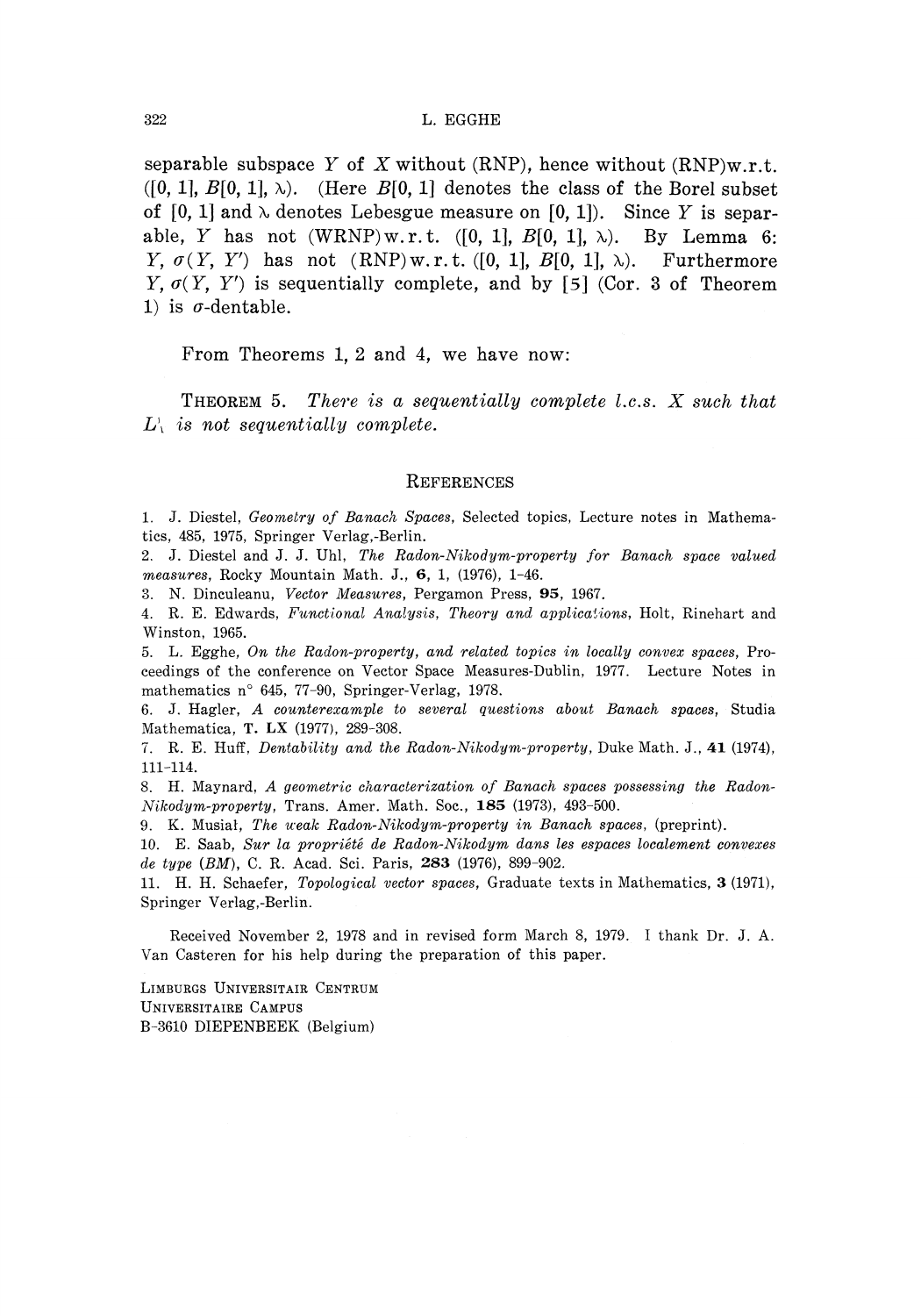separable subspace $Y$ of $X$ without (RNP), hence without (RNP)w.r.t. $([0, 1], B[0, 1], \lambda)$. (Here $B[0, 1]$ denotes the class of the Borel subset of $[0, 1]$ and $\lambda$ denotes Lebesgue measure on $[0, 1]$). Since $Y$ is separable, $Y$ has not (WRNP)w.r.t. $([0, 1], B[0, 1], \lambda)$. By Lemma 6: $Y, \sigma(Y, Y')$ has not (RNP)w.r.t. $([0, 1], B[0, 1], \lambda)$. Furthermore $Y, \sigma(Y, Y')$ is sequentially complete, and by [5] (Cor. 3 of Theorem 1) is $\sigma$-dentable.

From Theorems 1, 2 and 4, we have now:

THEOREM 5. *There is a sequentially complete l.c.s. $X$ such that $L^1_X$ is not sequentially complete.*

## REFERENCES

1. J. Diestel, *Geometry of Banach Spaces*, Selected topics, Lecture notes in Mathematics, 485, 1975, Springer Verlag,-Berlin.
2. J. Diestel and J. J. Uhl, *The Radon-Nikodym-property for Banach space valued measures*, Rocky Mountain Math. J., **6**, 1, (1976), 1–46.
3. N. Dinculeanu, *Vector Measures*, Pergamon Press, **95**, 1967.
4. R. E. Edwards, *Functional Analysis, Theory and applications*, Holt, Rinehart and Winston, 1965.
5. L. Egghe, *On the Radon-property, and related topics in locally convex spaces*, Proceedings of the conference on Vector Space Measures-Dublin, 1977. Lecture Notes in mathematics n° 645, 77–90, Springer-Verlag, 1978.
6. J. Hagler, *A counterexample to several questions about Banach spaces*, Studia Mathematica, **T. LX** (1977), 289–308.
7. R. E. Huff, *Dentability and the Radon-Nikodym-property*, Duke Math. J., **41** (1974), 111–114.
8. H. Maynard, *A geometric characterization of Banach spaces possessing the Radon-Nikodym-property*, Trans. Amer. Math. Soc., **185** (1973), 493–500.
9. K. Musiał, *The weak Radon-Nikodym-property in Banach spaces*, (preprint).
10. E. Saab, *Sur la propriété de Radon-Nikodym dans les espaces localement convexes de type (BM)*, C. R. Acad. Sci. Paris, **283** (1976), 899–902.
11. H. H. Schaefer, *Topological vector spaces*, Graduate texts in Mathematics, **3** (1971), Springer Verlag,-Berlin.

Received November 2, 1978 and in revised form March 8, 1979. I thank Dr. J. A. Van Casteren for his help during the preparation of this paper.

LIMBURGS UNIVERSITAIR CENTRUM
UNIVERSITAIRE CAMPUS
B-3610 DIEPENBEEK (Belgium)